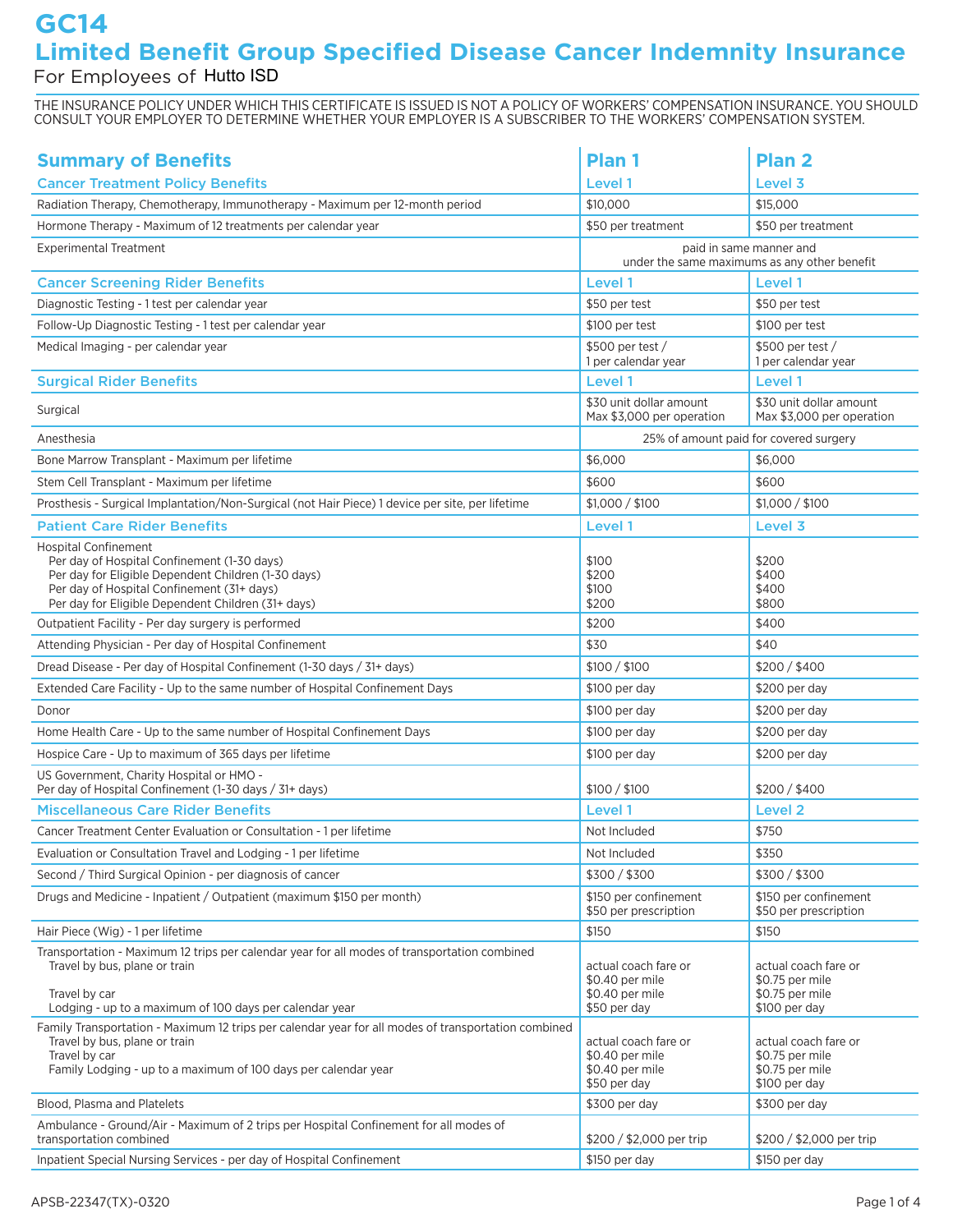# GC14

## Limited Benefit Group Specified Disease Cancer Indemnity Insurance

For Employees of Hutto ISD

THE INSURANCE POLICY UNDER WHICH THIS CERTIFICATE IS ISSUED IS NOT A POLICY OF WORKERS' COMPENSATION INSURANCE. YOU SHOULD CONSULT YOUR EMPLOYER TO DETERMINE WHETHER YOUR EMPLOYER IS A SUBSCRIBER TO THE WORKERS' COMPENSATION SYSTEM.

| Summary of Benefits | Plan 1 | Plan 2 |
|---|---|---|
| **Cancer Treatment Policy Benefits** | **Level 1** | **Level 3** |
| Radiation Therapy, Chemotherapy, Immunotherapy - Maximum per 12-month period | $10,000 | $15,000 |
| Hormone Therapy - Maximum of 12 treatments per calendar year | $50 per treatment | $50 per treatment |
| Experimental Treatment | paid in same manner and under the same maximums as any other benefit | |
| **Cancer Screening Rider Benefits** | **Level 1** | **Level 1** |
| Diagnostic Testing - 1 test per calendar year | $50 per test | $50 per test |
| Follow-Up Diagnostic Testing - 1 test per calendar year | $100 per test | $100 per test |
| Medical Imaging - per calendar year | $500 per test / 1 per calendar year | $500 per test / 1 per calendar year |
| **Surgical Rider Benefits** | **Level 1** | **Level 1** |
| Surgical | $30 unit dollar amount Max $3,000 per operation | $30 unit dollar amount Max $3,000 per operation |
| Anesthesia | 25% of amount paid for covered surgery | |
| Bone Marrow Transplant - Maximum per lifetime | $6,000 | $6,000 |
| Stem Cell Transplant - Maximum per lifetime | $600 | $600 |
| Prosthesis - Surgical Implantation/Non-Surgical (not Hair Piece) 1 device per site, per lifetime | $1,000 / $100 | $1,000 / $100 |
| **Patient Care Rider Benefits** | **Level 1** | **Level 3** |
| Hospital Confinement | | |
| Per day of Hospital Confinement (1-30 days) | $100 | $200 |
| Per day for Eligible Dependent Children (1-30 days) | $200 | $400 |
| Per day of Hospital Confinement (31+ days) | $100 | $400 |
| Per day for Eligible Dependent Children (31+ days) | $200 | $800 |
| Outpatient Facility - Per day surgery is performed | $200 | $400 |
| Attending Physician - Per day of Hospital Confinement | $30 | $40 |
| Dread Disease - Per day of Hospital Confinement (1-30 days / 31+ days) | $100 / $100 | $200 / $400 |
| Extended Care Facility - Up to the same number of Hospital Confinement Days | $100 per day | $200 per day |
| Donor | $100 per day | $200 per day |
| Home Health Care - Up to the same number of Hospital Confinement Days | $100 per day | $200 per day |
| Hospice Care - Up to maximum of 365 days per lifetime | $100 per day | $200 per day |
| US Government, Charity Hospital or HMO - Per day of Hospital Confinement (1-30 days / 31+ days) | $100 / $100 | $200 / $400 |
| **Miscellaneous Care Rider Benefits** | **Level 1** | **Level 2** |
| Cancer Treatment Center Evaluation or Consultation - 1 per lifetime | Not Included | $750 |
| Evaluation or Consultation Travel and Lodging - 1 per lifetime | Not Included | $350 |
| Second / Third Surgical Opinion - per diagnosis of cancer | $300 / $300 | $300 / $300 |
| Drugs and Medicine - Inpatient / Outpatient (maximum $150 per month) | $150 per confinement $50 per prescription | $150 per confinement $50 per prescription |
| Hair Piece (Wig) - 1 per lifetime | $150 | $150 |
| Transportation - Maximum 12 trips per calendar year for all modes of transportation combined | | |
| Travel by bus, plane or train | actual coach fare or $0.40 per mile | actual coach fare or $0.75 per mile |
| Travel by car | $0.40 per mile | $0.75 per mile |
| Lodging - up to a maximum of 100 days per calendar year | $50 per day | $100 per day |
| Family Transportation - Maximum 12 trips per calendar year for all modes of transportation combined | | |
| Travel by bus, plane or train | actual coach fare or $0.40 per mile | actual coach fare or $0.75 per mile |
| Travel by car | $0.40 per mile | $0.75 per mile |
| Family Lodging - up to a maximum of 100 days per calendar year | $50 per day | $100 per day |
| Blood, Plasma and Platelets | $300 per day | $300 per day |
| Ambulance - Ground/Air - Maximum of 2 trips per Hospital Confinement for all modes of transportation combined | $200 / $2,000 per trip | $200 / $2,000 per trip |
| Inpatient Special Nursing Services - per day of Hospital Confinement | $150 per day | $150 per day |

APSB-22347(TX)-0320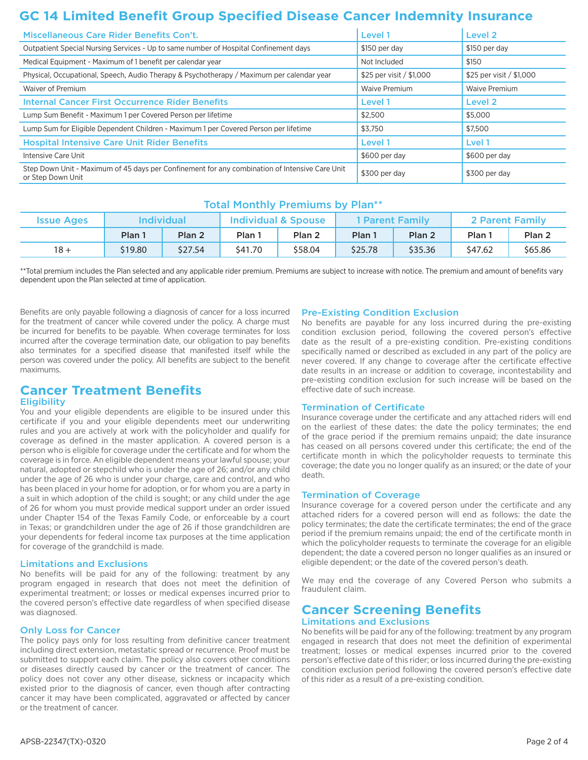# GC 14 Limited Benefit Group Specified Disease Cancer Indemnity Insurance

| Miscellaneous Care Rider Benefits Con't. | Level 1 | Level 2 |
|---|---|---|
| Outpatient Special Nursing Services - Up to same number of Hospital Confinement days | $150 per day | $150 per day |
| Medical Equipment - Maximum of 1 benefit per calendar year | Not Included | $150 |
| Physical, Occupational, Speech, Audio Therapy & Psychotherapy / Maximum per calendar year | $25 per visit / $1,000 | $25 per visit / $1,000 |
| Waiver of Premium | Waive Premium | Waive Premium |
| **Internal Cancer First Occurrence Rider Benefits** | **Level 1** | **Level 2** |
| Lump Sum Benefit - Maximum 1 per Covered Person per lifetime | $2,500 | $5,000 |
| Lump Sum for Eligible Dependent Children - Maximum 1 per Covered Person per lifetime | $3,750 | $7,500 |
| **Hospital Intensive Care Unit Rider Benefits** | **Level 1** | **Lvel 1** |
| Intensive Care Unit | $600 per day | $600 per day |
| Step Down Unit - Maximum of 45 days per Confinement for any combination of Intensive Care Unit or Step Down Unit | $300 per day | $300 per day |

## Total Monthly Premiums by Plan**

| Issue Ages | Individual | | Individual & Spouse | | 1 Parent Family | | 2 Parent Family | |
|---|---|---|---|---|---|---|---|---|
| | Plan 1 | Plan 2 | Plan 1 | Plan 2 | Plan 1 | Plan 2 | Plan 1 | Plan 2 |
| 18 + | $19.80 | $27.54 | $41.70 | $58.04 | $25.78 | $35.36 | $47.62 | $65.86 |

**Total premium includes the Plan selected and any applicable rider premium. Premiums are subject to increase with notice. The premium and amount of benefits vary dependent upon the Plan selected at time of application.

Benefits are only payable following a diagnosis of cancer for a loss incurred for the treatment of cancer while covered under the policy. A charge must be incurred for benefits to be payable. When coverage terminates for loss incurred after the coverage termination date, our obligation to pay benefits also terminates for a specified disease that manifested itself while the person was covered under the policy. All benefits are subject to the benefit maximums.

## Cancer Treatment Benefits

### Eligibility

You and your eligible dependents are eligible to be insured under this certificate if you and your eligible dependents meet our underwriting rules and you are actively at work with the policyholder and qualify for coverage as defined in the master application. A covered person is a person who is eligible for coverage under the certificate and for whom the coverage is in force. An eligible dependent means your lawful spouse; your natural, adopted or stepchild who is under the age of 26; and/or any child under the age of 26 who is under your charge, care and control, and who has been placed in your home for adoption, or for whom you are a party in a suit in which adoption of the child is sought; or any child under the age of 26 for whom you must provide medical support under an order issued under Chapter 154 of the Texas Family Code, or enforceable by a court in Texas; or grandchildren under the age of 26 if those grandchildren are your dependents for federal income tax purposes at the time application for coverage of the grandchild is made.

### Limitations and Exclusions

No benefits will be paid for any of the following: treatment by any program engaged in research that does not meet the definition of experimental treatment; or losses or medical expenses incurred prior to the covered person's effective date regardless of when specified disease was diagnosed.

### Only Loss for Cancer

The policy pays only for loss resulting from definitive cancer treatment including direct extension, metastatic spread or recurrence. Proof must be submitted to support each claim. The policy also covers other conditions or diseases directly caused by cancer or the treatment of cancer. The policy does not cover any other disease, sickness or incapacity which existed prior to the diagnosis of cancer, even though after contracting cancer it may have been complicated, aggravated or affected by cancer or the treatment of cancer.

### Pre-Existing Condition Exclusion

No benefits are payable for any loss incurred during the pre-existing condition exclusion period, following the covered person's effective date as the result of a pre-existing condition. Pre-existing conditions specifically named or described as excluded in any part of the policy are never covered. If any change to coverage after the certificate effective date results in an increase or addition to coverage, incontestability and pre-existing condition exclusion for such increase will be based on the effective date of such increase.

### Termination of Certificate

Insurance coverage under the certificate and any attached riders will end on the earliest of these dates: the date the policy terminates; the end of the grace period if the premium remains unpaid; the date insurance has ceased on all persons covered under this certificate; the end of the certificate month in which the policyholder requests to terminate this coverage; the date you no longer qualify as an insured; or the date of your death.

### Termination of Coverage

Insurance coverage for a covered person under the certificate and any attached riders for a covered person will end as follows: the date the policy terminates; the date the certificate terminates; the end of the grace period if the premium remains unpaid; the end of the certificate month in which the policyholder requests to terminate the coverage for an eligible dependent; the date a covered person no longer qualifies as an insured or eligible dependent; or the date of the covered person's death.

We may end the coverage of any Covered Person who submits a fraudulent claim.

## Cancer Screening Benefits

### Limitations and Exclusions

No benefits will be paid for any of the following: treatment by any program engaged in research that does not meet the definition of experimental treatment; losses or medical expenses incurred prior to the covered person's effective date of this rider; or loss incurred during the pre-existing condition exclusion period following the covered person's effective date of this rider as a result of a pre-existing condition.

APSB-22347(TX)-0320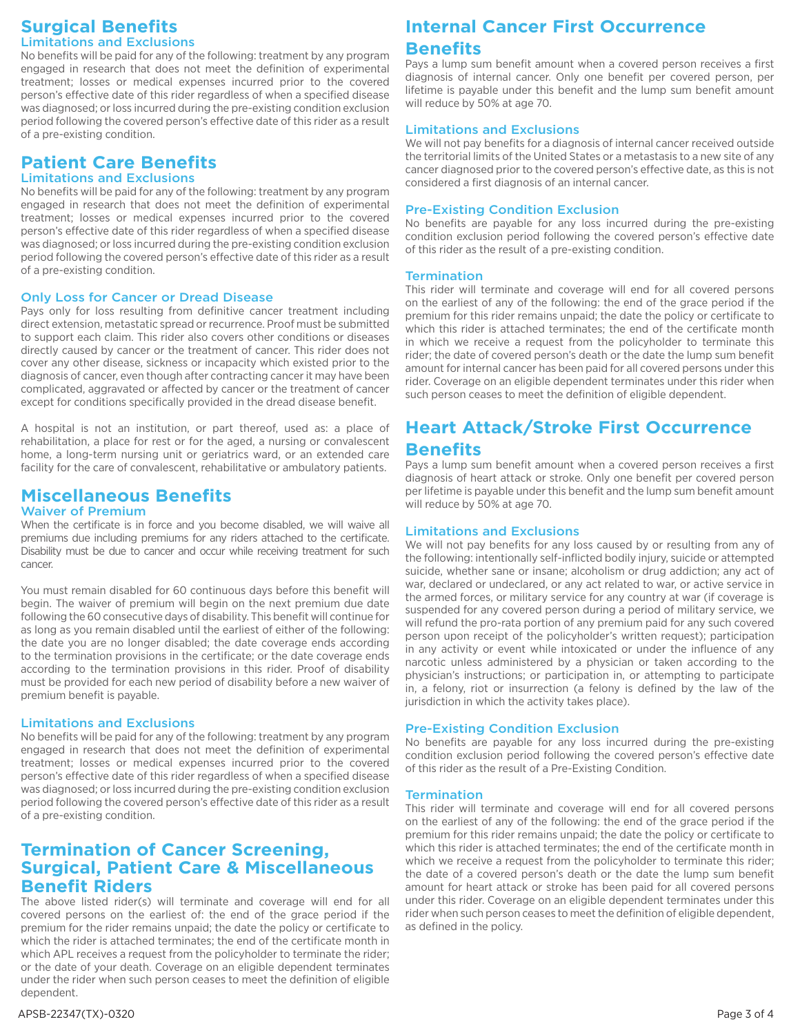## Surgical Benefits

### Limitations and Exclusions

No benefits will be paid for any of the following: treatment by any program engaged in research that does not meet the definition of experimental treatment; losses or medical expenses incurred prior to the covered person's effective date of this rider regardless of when a specified disease was diagnosed; or loss incurred during the pre-existing condition exclusion period following the covered person's effective date of this rider as a result of a pre-existing condition.

## Patient Care Benefits

### Limitations and Exclusions

No benefits will be paid for any of the following: treatment by any program engaged in research that does not meet the definition of experimental treatment; losses or medical expenses incurred prior to the covered person's effective date of this rider regardless of when a specified disease was diagnosed; or loss incurred during the pre-existing condition exclusion period following the covered person's effective date of this rider as a result of a pre-existing condition.

### Only Loss for Cancer or Dread Disease

Pays only for loss resulting from definitive cancer treatment including direct extension, metastatic spread or recurrence. Proof must be submitted to support each claim. This rider also covers other conditions or diseases directly caused by cancer or the treatment of cancer. This rider does not cover any other disease, sickness or incapacity which existed prior to the diagnosis of cancer, even though after contracting cancer it may have been complicated, aggravated or affected by cancer or the treatment of cancer except for conditions specifically provided in the dread disease benefit.

A hospital is not an institution, or part thereof, used as: a place of rehabilitation, a place for rest or for the aged, a nursing or convalescent home, a long-term nursing unit or geriatrics ward, or an extended care facility for the care of convalescent, rehabilitative or ambulatory patients.

## Miscellaneous Benefits

### Waiver of Premium

When the certificate is in force and you become disabled, we will waive all premiums due including premiums for any riders attached to the certificate. Disability must be due to cancer and occur while receiving treatment for such cancer.

You must remain disabled for 60 continuous days before this benefit will begin. The waiver of premium will begin on the next premium due date following the 60 consecutive days of disability. This benefit will continue for as long as you remain disabled until the earliest of either of the following: the date you are no longer disabled; the date coverage ends according to the termination provisions in the certificate; or the date coverage ends according to the termination provisions in this rider. Proof of disability must be provided for each new period of disability before a new waiver of premium benefit is payable.

### Limitations and Exclusions

No benefits will be paid for any of the following: treatment by any program engaged in research that does not meet the definition of experimental treatment; losses or medical expenses incurred prior to the covered person's effective date of this rider regardless of when a specified disease was diagnosed; or loss incurred during the pre-existing condition exclusion period following the covered person's effective date of this rider as a result of a pre-existing condition.

## Termination of Cancer Screening, Surgical, Patient Care & Miscellaneous Benefit Riders

The above listed rider(s) will terminate and coverage will end for all covered persons on the earliest of: the end of the grace period if the premium for the rider remains unpaid; the date the policy or certificate to which the rider is attached terminates; the end of the certificate month in which APL receives a request from the policyholder to terminate the rider; or the date of your death. Coverage on an eligible dependent terminates under the rider when such person ceases to meet the definition of eligible dependent.

## Internal Cancer First Occurrence Benefits

Pays a lump sum benefit amount when a covered person receives a first diagnosis of internal cancer. Only one benefit per covered person, per lifetime is payable under this benefit and the lump sum benefit amount will reduce by 50% at age 70.

### Limitations and Exclusions

We will not pay benefits for a diagnosis of internal cancer received outside the territorial limits of the United States or a metastasis to a new site of any cancer diagnosed prior to the covered person's effective date, as this is not considered a first diagnosis of an internal cancer.

### Pre-Existing Condition Exclusion

No benefits are payable for any loss incurred during the pre-existing condition exclusion period following the covered person's effective date of this rider as the result of a pre-existing condition.

### Termination

This rider will terminate and coverage will end for all covered persons on the earliest of any of the following: the end of the grace period if the premium for this rider remains unpaid; the date the policy or certificate to which this rider is attached terminates; the end of the certificate month in which we receive a request from the policyholder to terminate this rider; the date of covered person's death or the date the lump sum benefit amount for internal cancer has been paid for all covered persons under this rider. Coverage on an eligible dependent terminates under this rider when such person ceases to meet the definition of eligible dependent.

## Heart Attack/Stroke First Occurrence Benefits

Pays a lump sum benefit amount when a covered person receives a first diagnosis of heart attack or stroke. Only one benefit per covered person per lifetime is payable under this benefit and the lump sum benefit amount will reduce by 50% at age 70.

### Limitations and Exclusions

We will not pay benefits for any loss caused by or resulting from any of the following: intentionally self-inflicted bodily injury, suicide or attempted suicide, whether sane or insane; alcoholism or drug addiction; any act of war, declared or undeclared, or any act related to war, or active service in the armed forces, or military service for any country at war (if coverage is suspended for any covered person during a period of military service, we will refund the pro-rata portion of any premium paid for any such covered person upon receipt of the policyholder's written request); participation in any activity or event while intoxicated or under the influence of any narcotic unless administered by a physician or taken according to the physician's instructions; or participation in, or attempting to participate in, a felony, riot or insurrection (a felony is defined by the law of the jurisdiction in which the activity takes place).

### Pre-Existing Condition Exclusion

No benefits are payable for any loss incurred during the pre-existing condition exclusion period following the covered person's effective date of this rider as the result of a Pre-Existing Condition.

### Termination

This rider will terminate and coverage will end for all covered persons on the earliest of any of the following: the end of the grace period if the premium for this rider remains unpaid; the date the policy or certificate to which this rider is attached terminates; the end of the certificate month in which we receive a request from the policyholder to terminate this rider; the date of covered person's death or the date the lump sum benefit amount for heart attack or stroke has been paid for all covered persons under this rider. Coverage on an eligible dependent terminates under this rider when such person ceases to meet the definition of eligible dependent, as defined in the policy.

APSB-22347(TX)-0320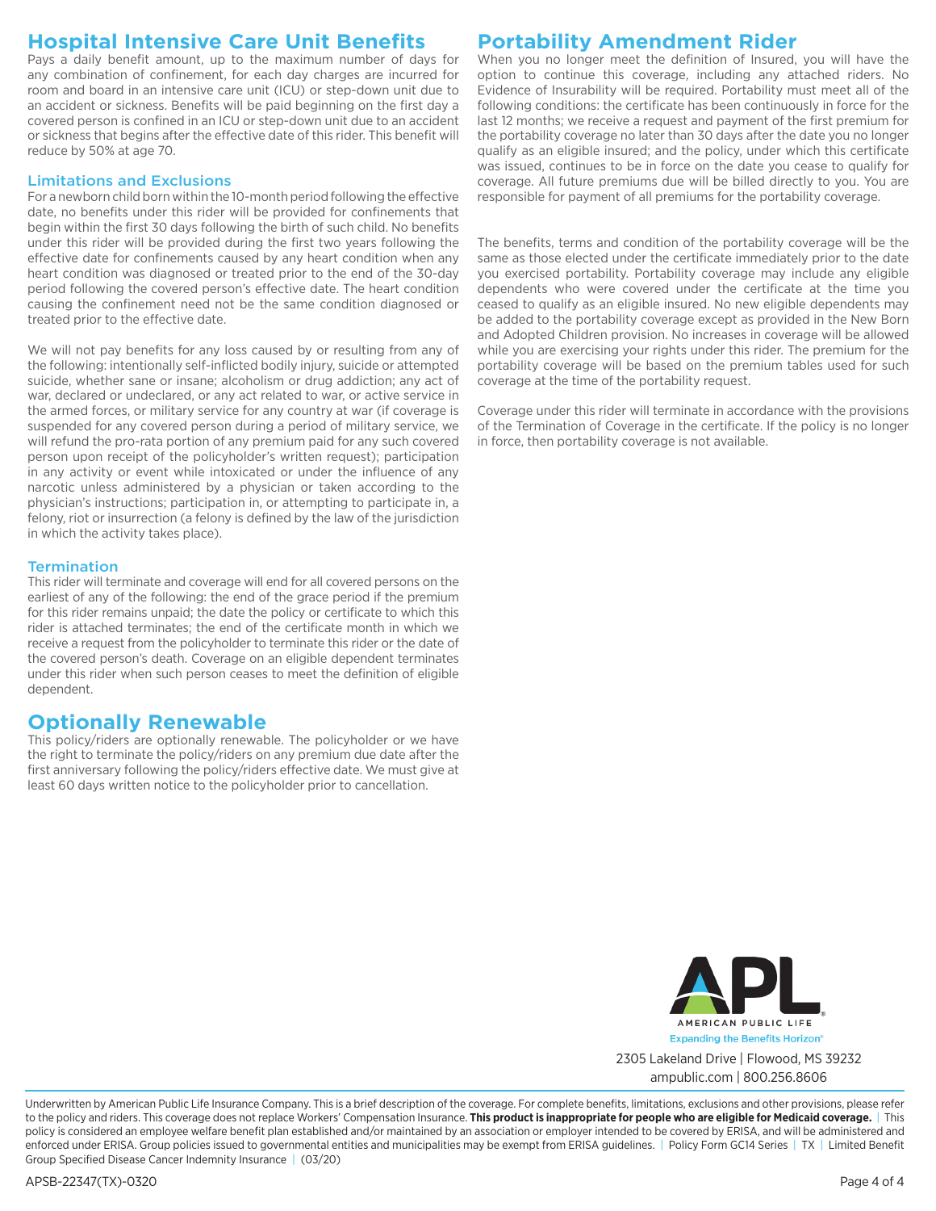## Hospital Intensive Care Unit Benefits

Pays a daily benefit amount, up to the maximum number of days for any combination of confinement, for each day charges are incurred for room and board in an intensive care unit (ICU) or step-down unit due to an accident or sickness. Benefits will be paid beginning on the first day a covered person is confined in an ICU or step-down unit due to an accident or sickness that begins after the effective date of this rider. This benefit will reduce by 50% at age 70.

### Limitations and Exclusions

For a newborn child born within the 10-month period following the effective date, no benefits under this rider will be provided for confinements that begin within the first 30 days following the birth of such child. No benefits under this rider will be provided during the first two years following the effective date for confinements caused by any heart condition when any heart condition was diagnosed or treated prior to the end of the 30-day period following the covered person's effective date. The heart condition causing the confinement need not be the same condition diagnosed or treated prior to the effective date.

We will not pay benefits for any loss caused by or resulting from any of the following: intentionally self-inflicted bodily injury, suicide or attempted suicide, whether sane or insane; alcoholism or drug addiction; any act of war, declared or undeclared, or any act related to war, or active service in the armed forces, or military service for any country at war (if coverage is suspended for any covered person during a period of military service, we will refund the pro-rata portion of any premium paid for any such covered person upon receipt of the policyholder's written request); participation in any activity or event while intoxicated or under the influence of any narcotic unless administered by a physician or taken according to the physician's instructions; participation in, or attempting to participate in, a felony, riot or insurrection (a felony is defined by the law of the jurisdiction in which the activity takes place).

### Termination

This rider will terminate and coverage will end for all covered persons on the earliest of any of the following: the end of the grace period if the premium for this rider remains unpaid; the date the policy or certificate to which this rider is attached terminates; the end of the certificate month in which we receive a request from the policyholder to terminate this rider or the date of the covered person's death. Coverage on an eligible dependent terminates under this rider when such person ceases to meet the definition of eligible dependent.

## Optionally Renewable

This policy/riders are optionally renewable. The policyholder or we have the right to terminate the policy/riders on any premium due date after the first anniversary following the policy/riders effective date. We must give at least 60 days written notice to the policyholder prior to cancellation.

## Portability Amendment Rider

When you no longer meet the definition of Insured, you will have the option to continue this coverage, including any attached riders. No Evidence of Insurability will be required. Portability must meet all of the following conditions: the certificate has been continuously in force for the last 12 months; we receive a request and payment of the first premium for the portability coverage no later than 30 days after the date you no longer qualify as an eligible insured; and the policy, under which this certificate was issued, continues to be in force on the date you cease to qualify for coverage. All future premiums due will be billed directly to you. You are responsible for payment of all premiums for the portability coverage.

The benefits, terms and condition of the portability coverage will be the same as those elected under the certificate immediately prior to the date you exercised portability. Portability coverage may include any eligible dependents who were covered under the certificate at the time you ceased to qualify as an eligible insured. No new eligible dependents may be added to the portability coverage except as provided in the New Born and Adopted Children provision. No increases in coverage will be allowed while you are exercising your rights under this rider. The premium for the portability coverage will be based on the premium tables used for such coverage at the time of the portability request.

Coverage under this rider will terminate in accordance with the provisions of the Termination of Coverage in the certificate. If the policy is no longer in force, then portability coverage is not available.

APL
AMERICAN PUBLIC LIFE
Expanding the Benefits Horizon®

2305 Lakeland Drive | Flowood, MS 39232
ampublic.com | 800.256.8606

Underwritten by American Public Life Insurance Company. This is a brief description of the coverage. For complete benefits, limitations, exclusions and other provisions, please refer to the policy and riders. This coverage does not replace Workers' Compensation Insurance. **This product is inappropriate for people who are eligible for Medicaid coverage.** | This policy is considered an employee welfare benefit plan established and/or maintained by an association or employer intended to be covered by ERISA, and will be administered and enforced under ERISA. Group policies issued to governmental entities and municipalities may be exempt from ERISA guidelines. | Policy Form GC14 Series | TX | Limited Benefit Group Specified Disease Cancer Indemnity Insurance | (03/20)

APSB-22347(TX)-0320